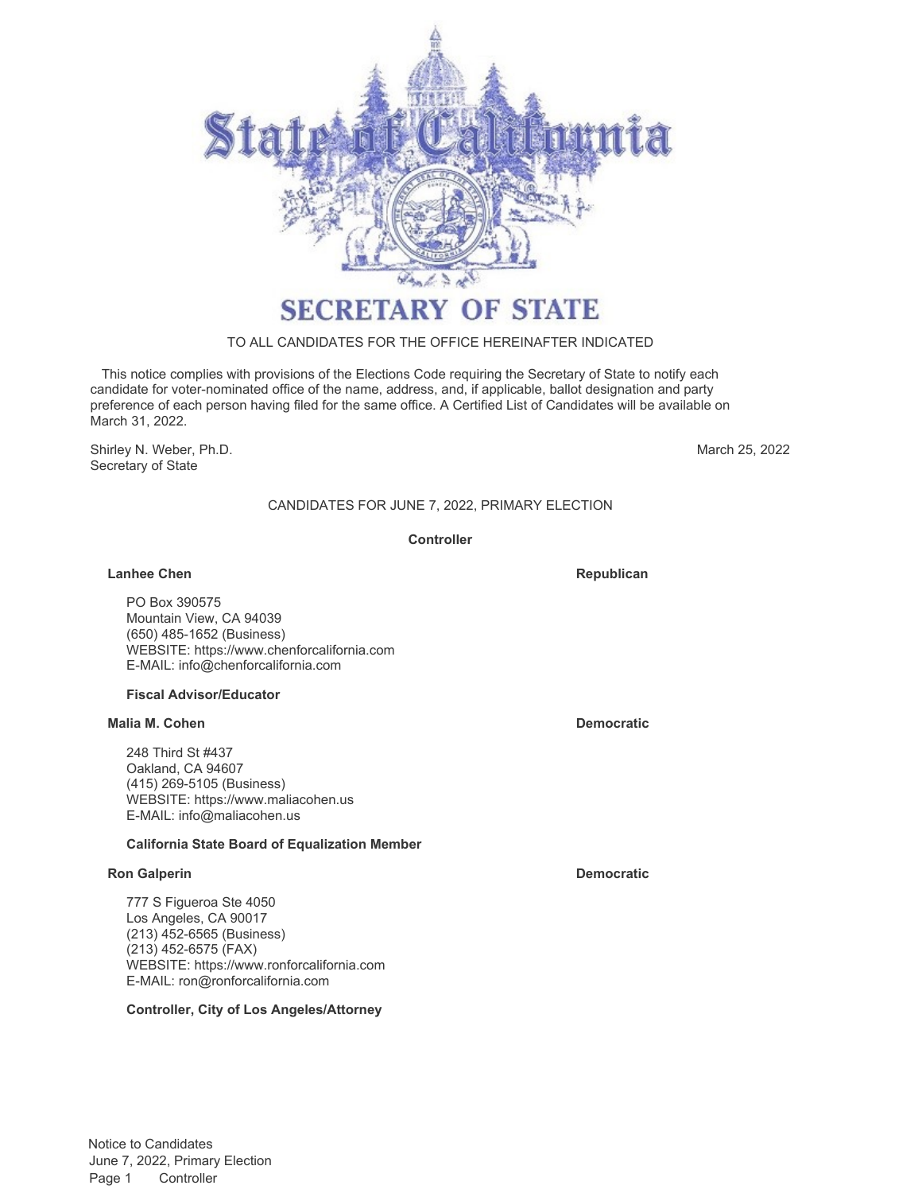# State of California

## SECRETARY OF STATE

TO ALL CANDIDATES FOR THE OFFICE HEREINAFTER INDICATED

This notice complies with provisions of the Elections Code requiring the Secretary of State to notify each candidate for voter-nominated office of the name, address, and, if applicable, ballot designation and party preference of each person having filed for the same office. A Certified List of Candidates will be available on March 31, 2022.

Shirley N. Weber, Ph.D.
Secretary of State

March 25, 2022

CANDIDATES FOR JUNE 7, 2022, PRIMARY ELECTION

**Controller**

**Lanhee Chen** — **Republican**

PO Box 390575
Mountain View, CA 94039
(650) 485-1652 (Business)
WEBSITE: https://www.chenforcalifornia.com
E-MAIL: info@chenforcalifornia.com

**Fiscal Advisor/Educator**

**Malia M. Cohen** — **Democratic**

248 Third St #437
Oakland, CA 94607
(415) 269-5105 (Business)
WEBSITE: https://www.maliacohen.us
E-MAIL: info@maliacohen.us

**California State Board of Equalization Member**

**Ron Galperin** — **Democratic**

777 S Figueroa Ste 4050
Los Angeles, CA 90017
(213) 452-6565 (Business)
(213) 452-6575 (FAX)
WEBSITE: https://www.ronforcalifornia.com
E-MAIL: ron@ronforcalifornia.com

**Controller, City of Los Angeles/Attorney**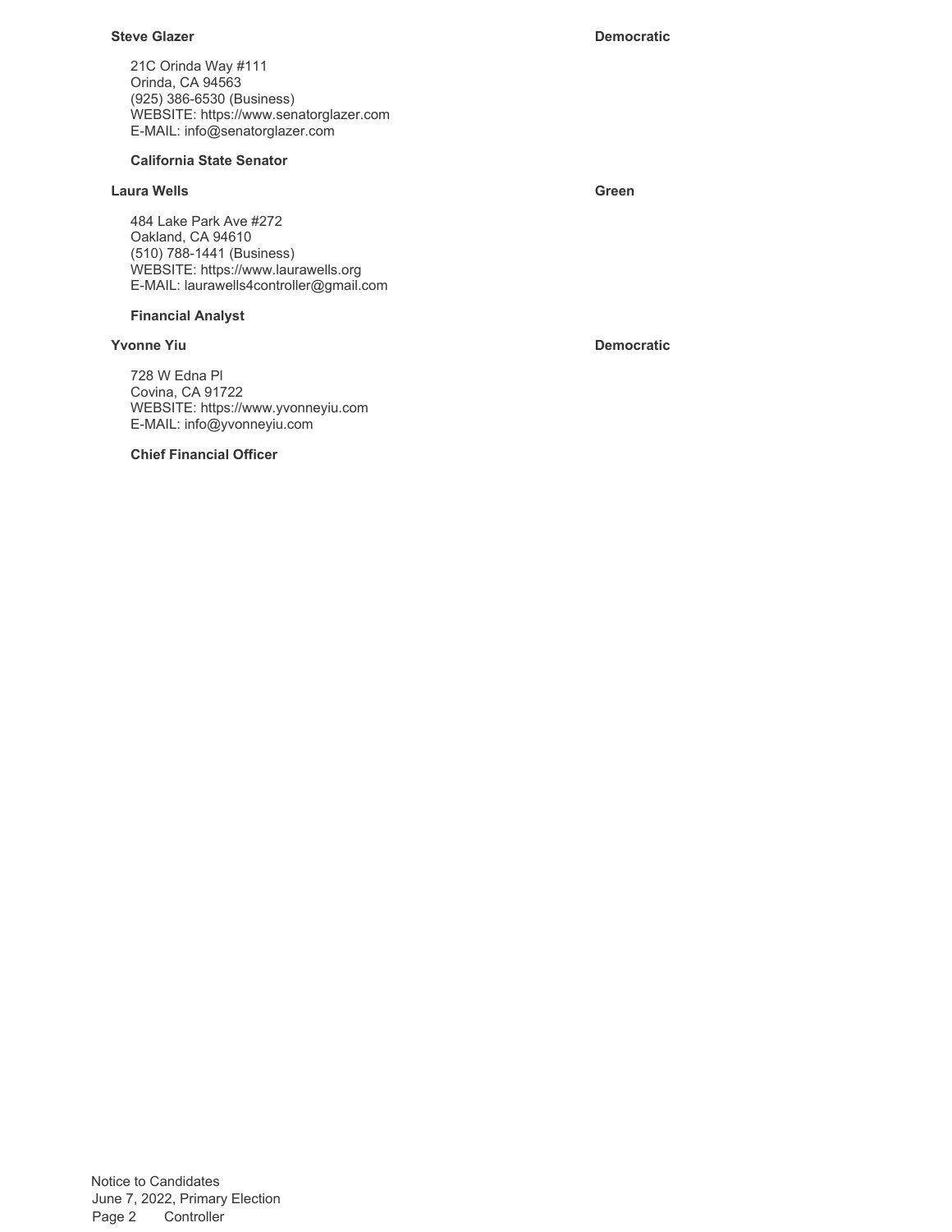**Steve Glazer** **Democratic**

21C Orinda Way #111
Orinda, CA 94563
(925) 386-6530 (Business)
WEBSITE: https://www.senatorglazer.com
E-MAIL: info@senatorglazer.com

**California State Senator**

**Laura Wells** **Green**

484 Lake Park Ave #272
Oakland, CA 94610
(510) 788-1441 (Business)
WEBSITE: https://www.laurawells.org
E-MAIL: laurawells4controller@gmail.com

**Financial Analyst**

**Yvonne Yiu** **Democratic**

728 W Edna Pl
Covina, CA 91722
WEBSITE: https://www.yvonneyiu.com
E-MAIL: info@yvonneyiu.com

**Chief Financial Officer**